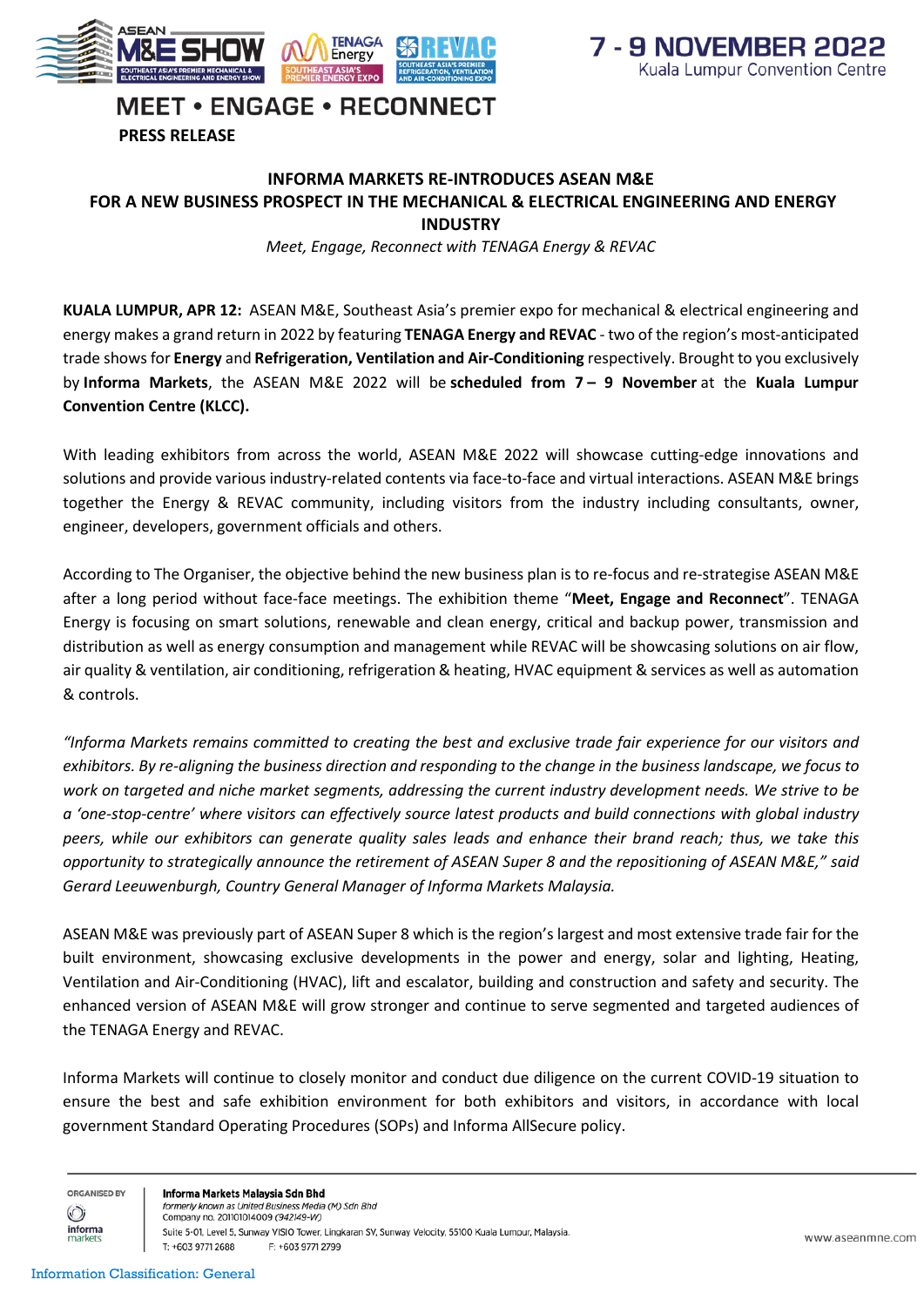MEET • ENGAGE • RECONNECT

7 - 9 NOVEMBER 2022
Kuala Lumpur Convention Centre

**PRESS RELEASE**

# INFORMA MARKETS RE-INTRODUCES ASEAN M&E FOR A NEW BUSINESS PROSPECT IN THE MECHANICAL & ELECTRICAL ENGINEERING AND ENERGY INDUSTRY

*Meet, Engage, Reconnect with TENAGA Energy & REVAC*

**KUALA LUMPUR, APR 12:** ASEAN M&E, Southeast Asia's premier expo for mechanical & electrical engineering and energy makes a grand return in 2022 by featuring **TENAGA Energy and REVAC** - two of the region's most-anticipated trade shows for **Energy** and **Refrigeration, Ventilation and Air-Conditioning** respectively. Brought to you exclusively by **Informa Markets**, the ASEAN M&E 2022 will be **scheduled from 7 – 9 November** at the **Kuala Lumpur Convention Centre (KLCC).**

With leading exhibitors from across the world, ASEAN M&E 2022 will showcase cutting-edge innovations and solutions and provide various industry-related contents via face-to-face and virtual interactions. ASEAN M&E brings together the Energy & REVAC community, including visitors from the industry including consultants, owner, engineer, developers, government officials and others.

According to The Organiser, the objective behind the new business plan is to re-focus and re-strategise ASEAN M&E after a long period without face-face meetings. The exhibition theme "**Meet, Engage and Reconnect**". TENAGA Energy is focusing on smart solutions, renewable and clean energy, critical and backup power, transmission and distribution as well as energy consumption and management while REVAC will be showcasing solutions on air flow, air quality & ventilation, air conditioning, refrigeration & heating, HVAC equipment & services as well as automation & controls.

*"Informa Markets remains committed to creating the best and exclusive trade fair experience for our visitors and exhibitors. By re-aligning the business direction and responding to the change in the business landscape, we focus to work on targeted and niche market segments, addressing the current industry development needs. We strive to be a 'one-stop-centre' where visitors can effectively source latest products and build connections with global industry peers, while our exhibitors can generate quality sales leads and enhance their brand reach; thus, we take this opportunity to strategically announce the retirement of ASEAN Super 8 and the repositioning of ASEAN M&E," said Gerard Leeuwenburgh, Country General Manager of Informa Markets Malaysia.*

ASEAN M&E was previously part of ASEAN Super 8 which is the region's largest and most extensive trade fair for the built environment, showcasing exclusive developments in the power and energy, solar and lighting, Heating, Ventilation and Air-Conditioning (HVAC), lift and escalator, building and construction and safety and security. The enhanced version of ASEAN M&E will grow stronger and continue to serve segmented and targeted audiences of the TENAGA Energy and REVAC.

Informa Markets will continue to closely monitor and conduct due diligence on the current COVID-19 situation to ensure the best and safe exhibition environment for both exhibitors and visitors, in accordance with local government Standard Operating Procedures (SOPs) and Informa AllSecure policy.

ORGANISED BY

**Informa Markets Malaysia Sdn Bhd**
*formerly known as United Business Media (M) Sdn Bhd*
Company no. 201101014009 (942149-W)
Suite 5-01, Level 5, Sunway VISIO Tower, Lingkaran SV, Sunway Velocity, 55100 Kuala Lumpur, Malaysia.
T: +603 9771 2688 F: +603 9771 2799

www.aseanmne.com

Information Classification: General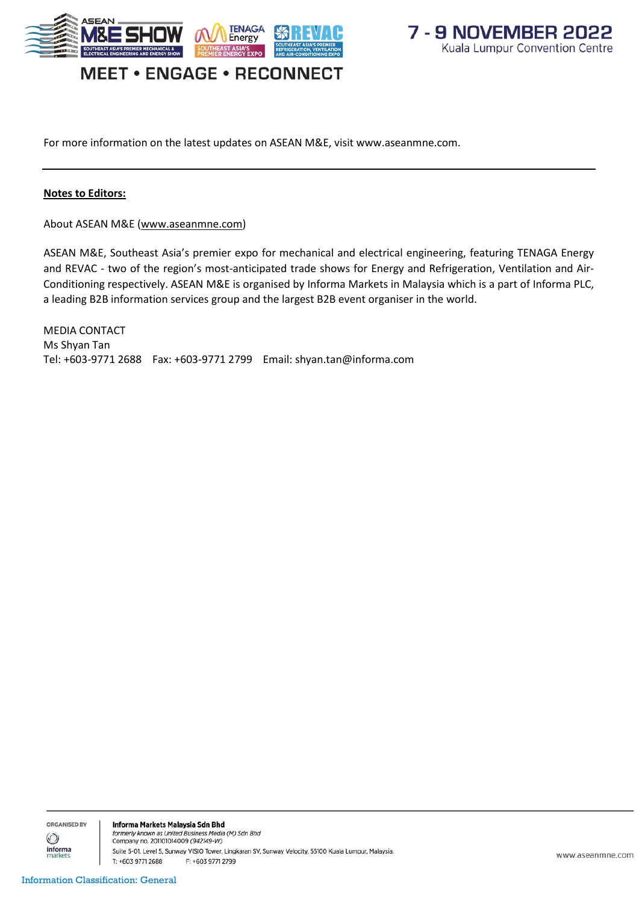For more information on the latest updates on ASEAN M&E, visit www.aseanmne.com.

---

**Notes to Editors:**

About ASEAN M&E (www.aseanmne.com)

ASEAN M&E, Southeast Asia's premier expo for mechanical and electrical engineering, featuring TENAGA Energy and REVAC - two of the region's most-anticipated trade shows for Energy and Refrigeration, Ventilation and Air-Conditioning respectively. ASEAN M&E is organised by Informa Markets in Malaysia which is a part of Informa PLC, a leading B2B information services group and the largest B2B event organiser in the world.

MEDIA CONTACT
Ms Shyan Tan
Tel: +603-9771 2688 Fax: +603-9771 2799 Email: shyan.tan@informa.com